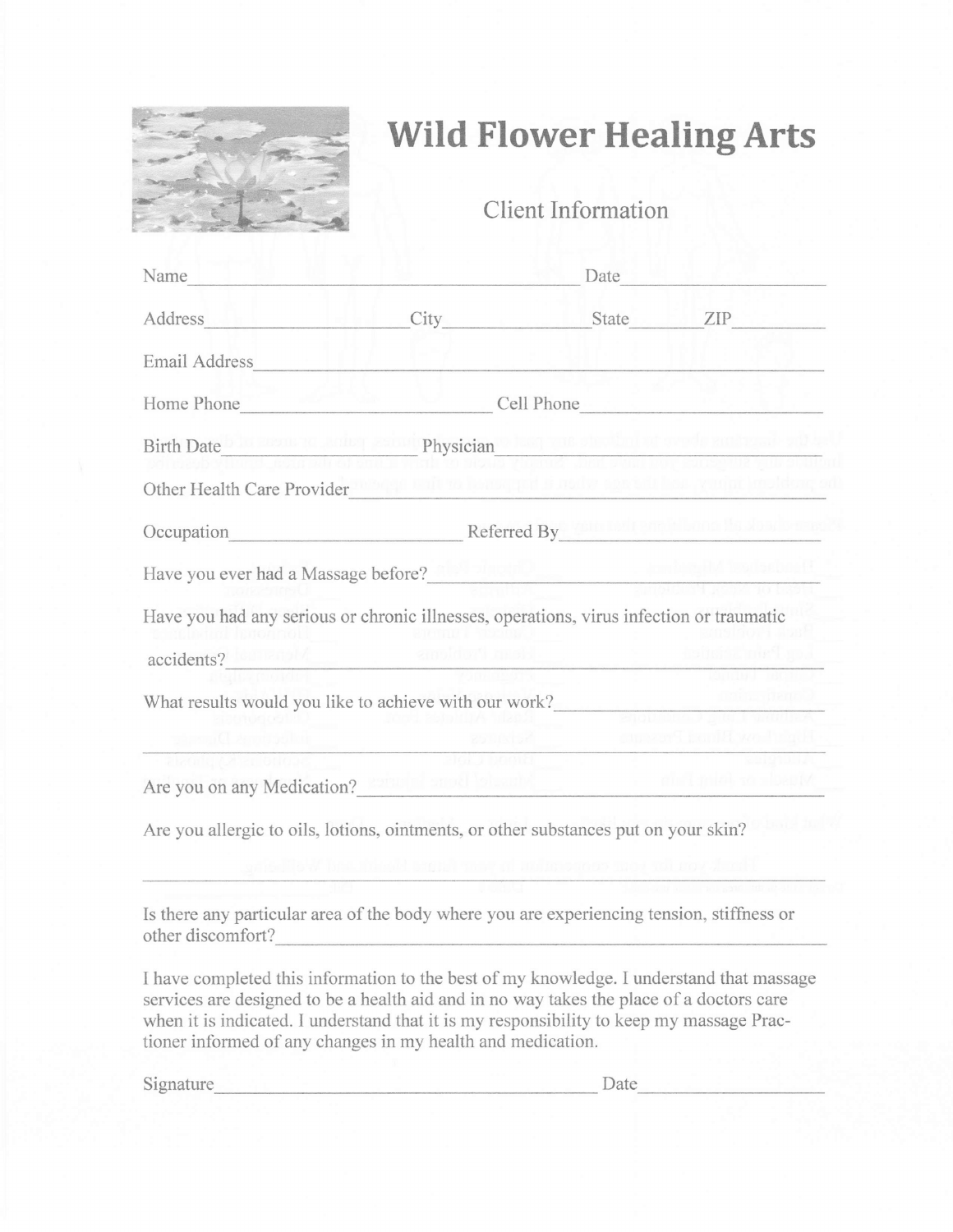# Wild Flower Healing Arts

## Client Information

Name\_\_\_\_\_\_\_\_\_\_\_\_\_\_\_\_\_\_\_\_\_\_\_\_\_\_\_\_\_\_\_\_\_\_\_\_\_\_\_\_ Date\_\_\_\_\_\_\_\_\_\_\_\_\_\_\_\_\_\_

Address\_\_\_\_\_\_\_\_\_\_\_\_\_\_\_\_\_\_\_ City\_\_\_\_\_\_\_\_\_\_\_\_\_\_\_\_ State\_\_\_\_\_\_\_\_ ZIP\_\_\_\_\_\_\_\_\_

Email Address\_\_\_\_\_\_\_\_\_\_\_\_\_\_\_\_\_\_\_\_\_\_\_\_\_\_\_\_\_\_\_\_\_\_\_\_\_\_\_\_\_\_\_\_\_\_\_\_\_\_\_\_\_\_\_\_\_\_\_\_

Home Phone\_\_\_\_\_\_\_\_\_\_\_\_\_\_\_\_\_\_\_\_\_\_\_\_\_\_\_ Cell Phone\_\_\_\_\_\_\_\_\_\_\_\_\_\_\_\_\_\_\_\_\_\_\_\_\_\_\_\_\_\_

Birth Date\_\_\_\_\_\_\_\_\_\_ Physician\_\_\_\_\_\_\_\_\_\_\_\_\_\_\_\_\_\_\_\_\_\_\_\_\_\_\_\_\_\_\_\_\_\_\_\_\_\_\_\_\_\_\_\_\_\_\_\_

Other Health Care Provider\_\_\_\_\_\_\_\_\_\_\_\_\_\_\_\_\_\_\_\_\_\_\_\_\_\_\_\_\_\_\_\_\_\_\_\_\_\_\_\_\_\_\_\_\_\_\_\_\_\_\_\_

Occupation\_\_\_\_\_\_\_\_\_\_\_\_\_\_\_\_\_\_\_\_\_\_\_\_\_\_\_\_ Referred By\_\_\_\_\_\_\_\_\_\_\_\_\_\_\_\_\_\_\_\_\_\_\_\_\_\_\_\_\_\_

Have you ever had a Massage before?\_\_\_\_\_\_\_\_\_\_\_\_\_\_\_\_\_\_\_\_\_\_\_\_\_\_\_\_\_\_\_\_\_\_\_\_\_\_\_\_\_\_\_\_\_

Have you had any serious or chronic illnesses, operations, virus infection or traumatic accidents?\_\_\_\_\_\_\_\_\_\_\_\_\_\_\_\_\_\_\_\_\_\_\_\_\_\_\_\_\_\_\_\_\_\_\_\_\_\_\_\_\_\_\_\_\_\_\_\_\_\_\_\_\_\_\_\_\_\_\_\_\_\_\_\_\_\_\_\_\_\_\_\_\_\_

What results would you like to achieve with our work?\_\_\_\_\_\_\_\_\_\_\_\_\_\_\_\_\_\_\_\_\_\_\_\_\_\_\_\_\_\_\_\_
\_\_\_\_\_\_\_\_\_\_\_\_\_\_\_\_\_\_\_\_\_\_\_\_\_\_\_\_\_\_\_\_\_\_\_\_\_\_\_\_\_\_\_\_\_\_\_\_\_\_\_\_\_\_\_\_\_\_\_\_\_\_\_\_\_\_\_\_\_\_\_\_\_\_\_\_\_\_\_\_

Are you on any Medication?\_\_\_\_\_\_\_\_\_\_\_\_\_\_\_\_\_\_\_\_\_\_\_\_\_\_\_\_\_\_\_\_\_\_\_\_\_\_\_\_\_\_\_\_\_\_\_\_\_\_\_\_\_\_\_\_\_\_

Are you allergic to oils, lotions, ointments, or other substances put on your skin?
\_\_\_\_\_\_\_\_\_\_\_\_\_\_\_\_\_\_\_\_\_\_\_\_\_\_\_\_\_\_\_\_\_\_\_\_\_\_\_\_\_\_\_\_\_\_\_\_\_\_\_\_\_\_\_\_\_\_\_\_\_\_\_\_\_\_\_\_\_\_\_\_\_\_\_\_\_\_\_\_

Is there any particular area of the body where you are experiencing tension, stiffness or other discomfort?\_\_\_\_\_\_\_\_\_\_\_\_\_\_\_\_\_\_\_\_\_\_\_\_\_\_\_\_\_\_\_\_\_\_\_\_\_\_\_\_\_\_\_\_\_\_\_\_\_\_\_\_\_\_\_\_\_\_\_\_\_\_\_\_\_

I have completed this information to the best of my knowledge. I understand that massage services are designed to be a health aid and in no way takes the place of a doctors care when it is indicated. I understand that it is my responsibility to keep my massage Practioner informed of any changes in my health and medication.

Signature\_\_\_\_\_\_\_\_\_\_\_\_\_\_\_\_\_\_\_\_\_\_\_\_\_\_\_\_\_\_\_\_\_\_\_\_\_\_\_\_\_\_\_\_ Date\_\_\_\_\_\_\_\_\_\_\_\_\_\_\_\_\_\_\_\_\_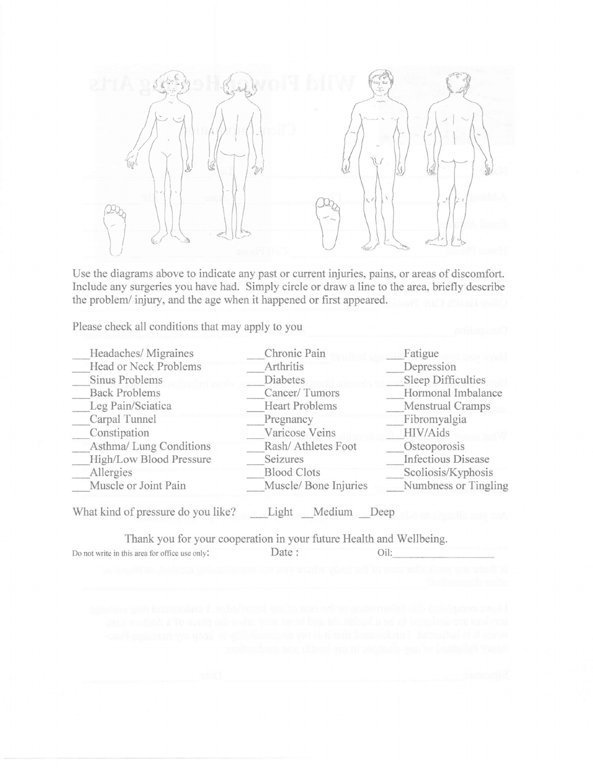Use the diagrams above to indicate any past or current injuries, pains, or areas of discomfort. Include any surgeries you have had. Simply circle or draw a line to the area, briefly describe the problem/ injury, and the age when it happened or first appeared.

Please check all conditions that may apply to you

| | | |
|---|---|---|
| ___Headaches/ Migraines | ___Chronic Pain | ___Fatigue |
| ___Head or Neck Problems | ___Arthritis | ___Depression |
| ___Sinus Problems | ___Diabetes | ___Sleep Difficulties |
| ___Back Problems | ___Cancer/ Tumors | ___Hormonal Imbalance |
| ___Leg Pain/Sciatica | ___Heart Problems | ___Menstrual Cramps |
| ___Carpal Tunnel | ___Pregnancy | ___Fibromyalgia |
| ___Constipation | ___Varicose Veins | ___HIV/Aids |
| ___Asthma/ Lung Conditions | ___Rash/ Athletes Foot | ___Osteoporosis |
| ___High/Low Blood Pressure | ___Seizures | ___Infectious Disease |
| ___Allergies | ___Blood Clots | ___Scoliosis/Kyphosis |
| ___Muscle or Joint Pain | ___Muscle/ Bone Injuries | ___Numbness or Tingling |

What kind of pressure do you like? ___Light ___Medium ___Deep

Thank you for your cooperation in your future Health and Wellbeing.

Do not write in this area for office use only: Date : Oil:___________________